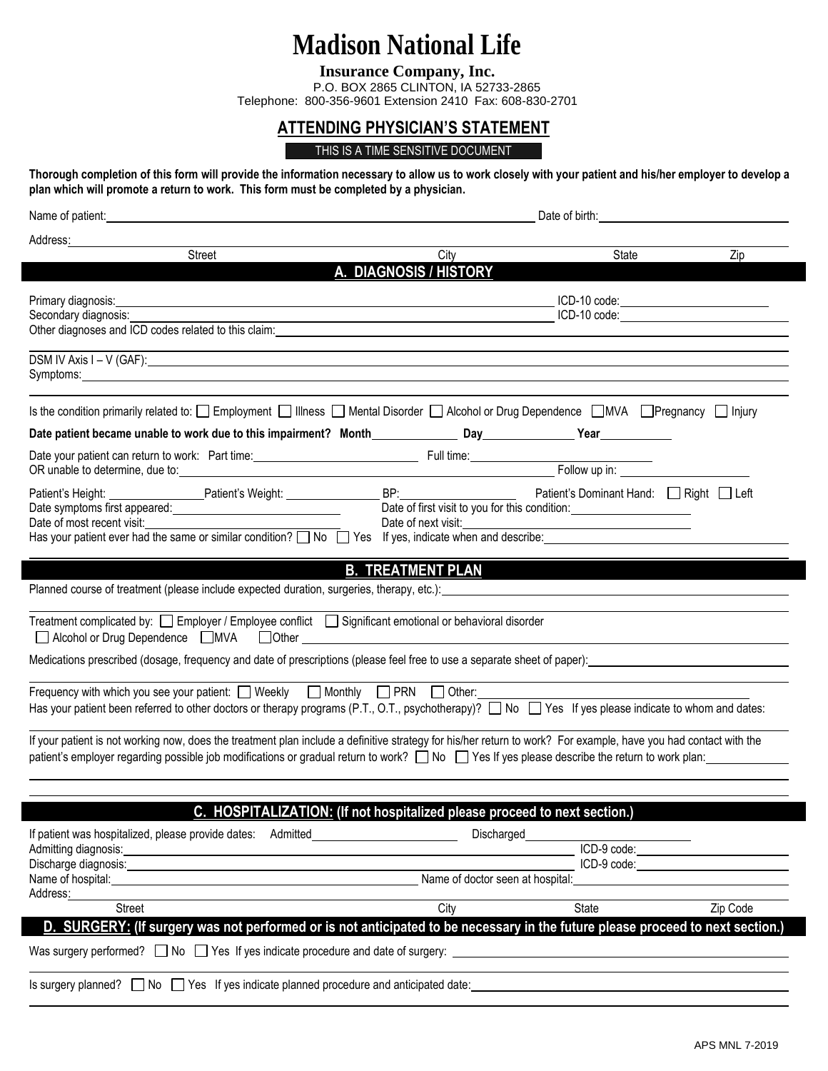# Madison National Life

**Insurance Company, Inc.**

P.O. BOX 2865 CLINTON, IA 52733-2865

Telephone: 800-356-9601 Extension 2410 Fax: 608-830-2701

## ATTENDING PHYSICIAN'S STATEMENT

THIS IS A TIME SENSITIVE DOCUMENT

**Thorough completion of this form will provide the information necessary to allow us to work closely with your patient and his/her employer to develop a plan which will promote a return to work. This form must be completed by a physician.**

Name of patient: ______________________________ Date of birth: ______________

Address: ______________________________
Street ______ City ______ State ______ Zip ______

## A. DIAGNOSIS / HISTORY

Primary diagnosis: ______________________________ ICD-10 code: ______________

Secondary diagnosis: ______________________________ ICD-10 code: ______________

Other diagnoses and ICD codes related to this claim: ______________________________

DSM IV Axis I – V (GAF): ______________________________

Symptoms: ______________________________

Is the condition primarily related to: ☐ Employment ☐ Illness ☐ Mental Disorder ☐ Alcohol or Drug Dependence ☐ MVA ☐ Pregnancy ☐ Injury

**Date patient became unable to work due to this impairment? Month ______ Day ______ Year ______**

Date your patient can return to work: Part time: ______________ Full time: ______________

OR unable to determine, due to: ______________________________ Follow up in: ______________

Patient's Height: ______ Patient's Weight: ______ BP: ______ Patient's Dominant Hand: ☐ Right ☐ Left

Date symptoms first appeared: ______________ Date of first visit to you for this condition: ______________

Date of most recent visit: ______________ Date of next visit: ______________

Has your patient ever had the same or similar condition? ☐ No ☐ Yes If yes, indicate when and describe: ______________

## B. TREATMENT PLAN

Planned course of treatment (please include expected duration, surgeries, therapy, etc.): ______________________________

Treatment complicated by: ☐ Employer / Employee conflict ☐ Significant emotional or behavioral disorder
☐ Alcohol or Drug Dependence ☐ MVA ☐ Other ______________

Medications prescribed (dosage, frequency and date of prescriptions (please feel free to use a separate sheet of paper): ______________

Frequency with which you see your patient: ☐ Weekly ☐ Monthly ☐ PRN ☐ Other: ______________

Has your patient been referred to other doctors or therapy programs (P.T., O.T., psychotherapy)? ☐ No ☐ Yes If yes please indicate to whom and dates:

If your patient is not working now, does the treatment plan include a definitive strategy for his/her return to work? For example, have you had contact with the patient's employer regarding possible job modifications or gradual return to work? ☐ No ☐ Yes If yes please describe the return to work plan: ______________

## C. HOSPITALIZATION: (If not hospitalized please proceed to next section.)

If patient was hospitalized, please provide dates: Admitted ______________ Discharged ______________

Admitting diagnosis: ______________________________ ICD-9 code: ______________

Discharge diagnosis: ______________________________ ICD-9 code: ______________

Name of hospital: ______________ Name of doctor seen at hospital: ______________

Address: ______________________________
Street ______ City ______ State ______ Zip Code ______

## D. SURGERY: (If surgery was not performed or is not anticipated to be necessary in the future please proceed to next section.)

Was surgery performed? ☐ No ☐ Yes If yes indicate procedure and date of surgery: ______________

Is surgery planned? ☐ No ☐ Yes If yes indicate planned procedure and anticipated date: ______________

APS MNL 7-2019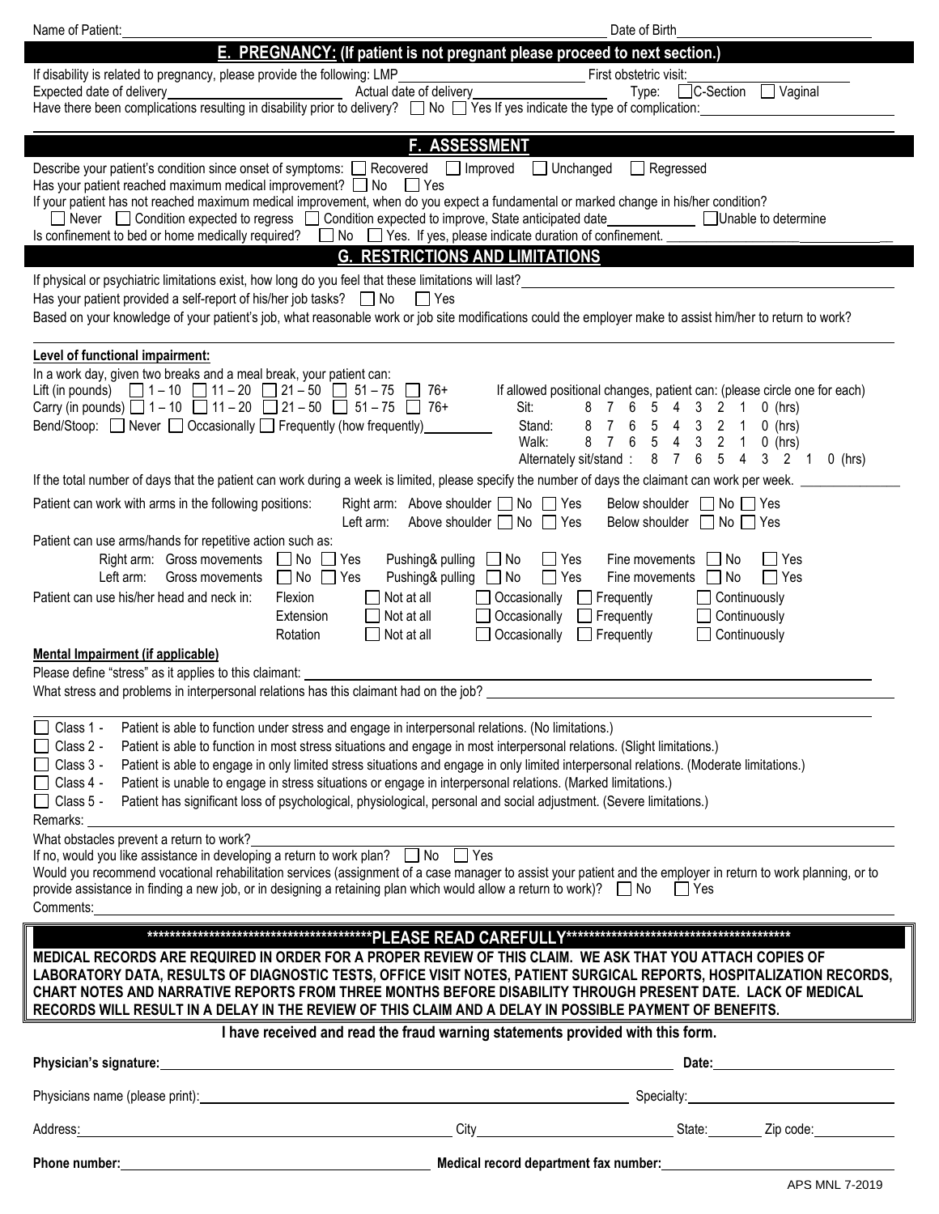Name of Patient: _______________________________________________ Date of Birth _______________________

## E. PREGNANCY: (If patient is not pregnant please proceed to next section.)

If disability is related to pregnancy, please provide the following: LMP _______________ First obstetric visit: _______________

Expected date of delivery _______________ Actual date of delivery _______________ Type: ☐ C-Section ☐ Vaginal

Have there been complications resulting in disability prior to delivery? ☐ No ☐ Yes If yes indicate the type of complication: _______________

## F. ASSESSMENT

Describe your patient's condition since onset of symptoms: ☐ Recovered ☐ Improved ☐ Unchanged ☐ Regressed

Has your patient reached maximum medical improvement? ☐ No ☐ Yes

If your patient has not reached maximum medical improvement, when do you expect a fundamental or marked change in his/her condition?

☐ Never ☐ Condition expected to regress ☐ Condition expected to improve, State anticipated date _______________ ☐ Unable to determine

Is confinement to bed or home medically required? ☐ No ☐ Yes. If yes, please indicate duration of confinement. _______________

## G. RESTRICTIONS AND LIMITATIONS

If physical or psychiatric limitations exist, how long do you feel that these limitations will last? _______________

Has your patient provided a self-report of his/her job tasks? ☐ No ☐ Yes

Based on your knowledge of your patient's job, what reasonable work or job site modifications could the employer make to assist him/her to return to work?

_______________

**Level of functional impairment:**

In a work day, given two breaks and a meal break, your patient can:

Lift (in pounds) ☐ 1 – 10 ☐ 11 – 20 ☐ 21 – 50 ☐ 51 – 75 ☐ 76+

Carry (in pounds) ☐ 1 – 10 ☐ 11 – 20 ☐ 21 – 50 ☐ 51 – 75 ☐ 76+

Bend/Stoop: ☐ Never ☐ Occasionally ☐ Frequently (how frequently) _______________

If allowed positional changes, patient can: (please circle one for each)

Sit: 8 7 6 5 4 3 2 1 0 (hrs)

Stand: 8 7 6 5 4 3 2 1 0 (hrs)

Walk: 8 7 6 5 4 3 2 1 0 (hrs)

Alternately sit/stand : 8 7 6 5 4 3 2 1 0 (hrs)

If the total number of days that the patient can work during a week is limited, please specify the number of days the claimant can work per week. _______________

Patient can work with arms in the following positions:

Right arm: Above shoulder ☐ No ☐ Yes Below shoulder ☐ No ☐ Yes

Left arm: Above shoulder ☐ No ☐ Yes Below shoulder ☐ No ☐ Yes

Patient can use arms/hands for repetitive action such as:

Right arm: Gross movements ☐ No ☐ Yes Pushing& pulling ☐ No ☐ Yes Fine movements ☐ No ☐ Yes

Left arm: Gross movements ☐ No ☐ Yes Pushing& pulling ☐ No ☐ Yes Fine movements ☐ No ☐ Yes

Patient can use his/her head and neck in:

Flexion ☐ Not at all ☐ Occasionally ☐ Frequently ☐ Continuously

Extension ☐ Not at all ☐ Occasionally ☐ Frequently ☐ Continuously

Rotation ☐ Not at all ☐ Occasionally ☐ Frequently ☐ Continuously

**Mental Impairment (if applicable)**

Please define "stress" as it applies to this claimant: _______________

What stress and problems in interpersonal relations has this claimant had on the job? _______________

☐ Class 1 - Patient is able to function under stress and engage in interpersonal relations. (No limitations.)

☐ Class 2 - Patient is able to function in most stress situations and engage in most interpersonal relations. (Slight limitations.)

☐ Class 3 - Patient is able to engage in only limited stress situations and engage in only limited interpersonal relations. (Moderate limitations.)

☐ Class 4 - Patient is unable to engage in stress situations or engage in interpersonal relations. (Marked limitations.)

☐ Class 5 - Patient has significant loss of psychological, physiological, personal and social adjustment. (Severe limitations.)

Remarks: _______________

What obstacles prevent a return to work? _______________

If no, would you like assistance in developing a return to work plan? ☐ No ☐ Yes

Would you recommend vocational rehabilitation services (assignment of a case manager to assist your patient and the employer in return to work planning, or to provide assistance in finding a new job, or in designing a retaining plan which would allow a return to work)? ☐ No ☐ Yes

Comments: _______________

**\*\*\*\*\*\*\*\*\*\*\*\*\*\*\*\*\*\*\*\*\*\*\*\*\*\*\*\*\*\*\*\*\*\*\*\*\*\*\*\*\*PLEASE READ CAREFULLY\*\*\*\*\*\*\*\*\*\*\*\*\*\*\*\*\*\*\*\*\*\*\*\*\*\*\*\*\*\*\*\*\*\*\*\*\*\*\*\*\***

**MEDICAL RECORDS ARE REQUIRED IN ORDER FOR A PROPER REVIEW OF THIS CLAIM. WE ASK THAT YOU ATTACH COPIES OF LABORATORY DATA, RESULTS OF DIAGNOSTIC TESTS, OFFICE VISIT NOTES, PATIENT SURGICAL REPORTS, HOSPITALIZATION RECORDS, CHART NOTES AND NARRATIVE REPORTS FROM THREE MONTHS BEFORE DISABILITY THROUGH PRESENT DATE. LACK OF MEDICAL RECORDS WILL RESULT IN A DELAY IN THE REVIEW OF THIS CLAIM AND A DELAY IN POSSIBLE PAYMENT OF BENEFITS.**

**I have received and read the fraud warning statements provided with this form.**

**Physician's signature:** _______________ **Date:** _______________

Physicians name (please print): _______________ Specialty: _______________

Address: _______________ City _______________ State: _______ Zip code: _______

**Phone number:** _______________ **Medical record department fax number:** _______________

APS MNL 7-2019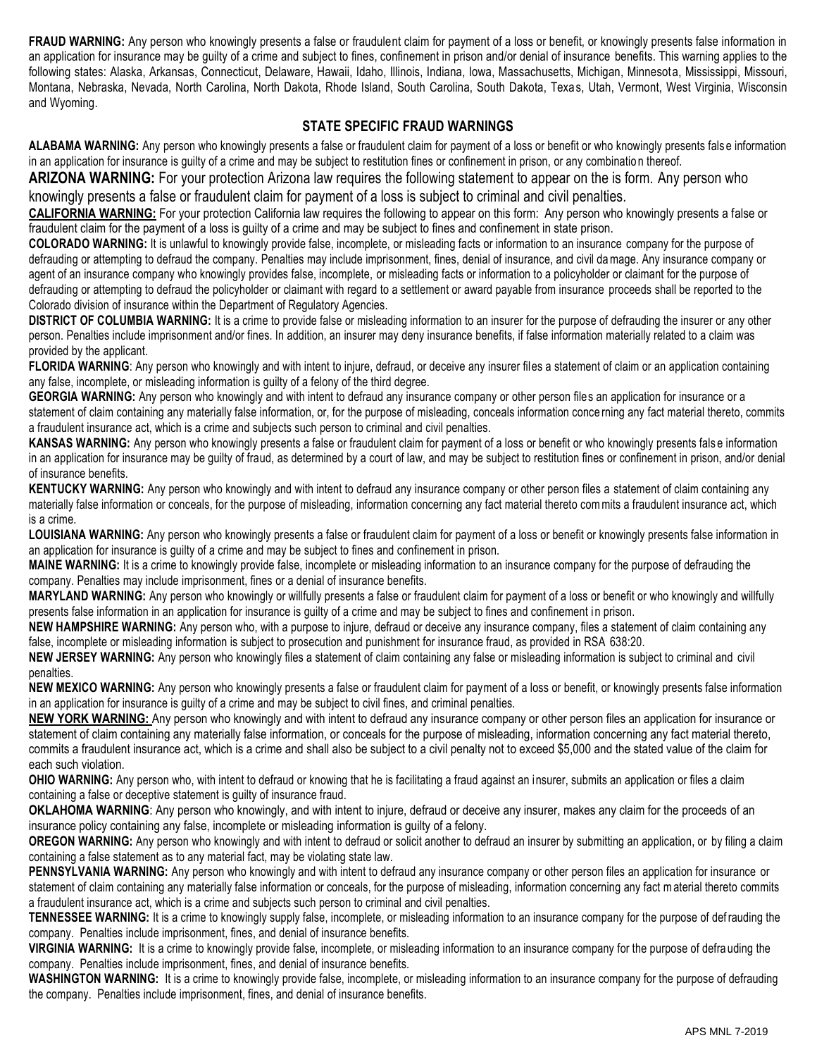**FRAUD WARNING:** Any person who knowingly presents a false or fraudulent claim for payment of a loss or benefit, or knowingly presents false information in an application for insurance may be guilty of a crime and subject to fines, confinement in prison and/or denial of insurance benefits. This warning applies to the following states: Alaska, Arkansas, Connecticut, Delaware, Hawaii, Idaho, Illinois, Indiana, Iowa, Massachusetts, Michigan, Minnesota, Mississippi, Missouri, Montana, Nebraska, Nevada, North Carolina, North Dakota, Rhode Island, South Carolina, South Dakota, Texas, Utah, Vermont, West Virginia, Wisconsin and Wyoming.

## STATE SPECIFIC FRAUD WARNINGS

**ALABAMA WARNING:** Any person who knowingly presents a false or fraudulent claim for payment of a loss or benefit or who knowingly presents false information in an application for insurance is guilty of a crime and may be subject to restitution fines or confinement in prison, or any combination thereof.

**ARIZONA WARNING:** For your protection Arizona law requires the following statement to appear on the is form. Any person who knowingly presents a false or fraudulent claim for payment of a loss is subject to criminal and civil penalties.

**CALIFORNIA WARNING:** For your protection California law requires the following to appear on this form: Any person who knowingly presents a false or fraudulent claim for the payment of a loss is guilty of a crime and may be subject to fines and confinement in state prison.

**COLORADO WARNING:** It is unlawful to knowingly provide false, incomplete, or misleading facts or information to an insurance company for the purpose of defrauding or attempting to defraud the company. Penalties may include imprisonment, fines, denial of insurance, and civil damage. Any insurance company or agent of an insurance company who knowingly provides false, incomplete, or misleading facts or information to a policyholder or claimant for the purpose of defrauding or attempting to defraud the policyholder or claimant with regard to a settlement or award payable from insurance proceeds shall be reported to the Colorado division of insurance within the Department of Regulatory Agencies.

**DISTRICT OF COLUMBIA WARNING:** It is a crime to provide false or misleading information to an insurer for the purpose of defrauding the insurer or any other person. Penalties include imprisonment and/or fines. In addition, an insurer may deny insurance benefits, if false information materially related to a claim was provided by the applicant.

**FLORIDA WARNING**: Any person who knowingly and with intent to injure, defraud, or deceive any insurer files a statement of claim or an application containing any false, incomplete, or misleading information is guilty of a felony of the third degree.

**GEORGIA WARNING:** Any person who knowingly and with intent to defraud any insurance company or other person files an application for insurance or a statement of claim containing any materially false information, or, for the purpose of misleading, conceals information concerning any fact material thereto, commits a fraudulent insurance act, which is a crime and subjects such person to criminal and civil penalties.

**KANSAS WARNING:** Any person who knowingly presents a false or fraudulent claim for payment of a loss or benefit or who knowingly presents false information in an application for insurance may be guilty of fraud, as determined by a court of law, and may be subject to restitution fines or confinement in prison, and/or denial of insurance benefits.

**KENTUCKY WARNING:** Any person who knowingly and with intent to defraud any insurance company or other person files a statement of claim containing any materially false information or conceals, for the purpose of misleading, information concerning any fact material thereto commits a fraudulent insurance act, which is a crime.

**LOUISIANA WARNING:** Any person who knowingly presents a false or fraudulent claim for payment of a loss or benefit or knowingly presents false information in an application for insurance is guilty of a crime and may be subject to fines and confinement in prison.

**MAINE WARNING:** It is a crime to knowingly provide false, incomplete or misleading information to an insurance company for the purpose of defrauding the company. Penalties may include imprisonment, fines or a denial of insurance benefits.

**MARYLAND WARNING:** Any person who knowingly or willfully presents a false or fraudulent claim for payment of a loss or benefit or who knowingly and willfully presents false information in an application for insurance is guilty of a crime and may be subject to fines and confinement in prison.

**NEW HAMPSHIRE WARNING:** Any person who, with a purpose to injure, defraud or deceive any insurance company, files a statement of claim containing any false, incomplete or misleading information is subject to prosecution and punishment for insurance fraud, as provided in RSA 638:20.

**NEW JERSEY WARNING:** Any person who knowingly files a statement of claim containing any false or misleading information is subject to criminal and civil penalties.

**NEW MEXICO WARNING:** Any person who knowingly presents a false or fraudulent claim for payment of a loss or benefit, or knowingly presents false information in an application for insurance is guilty of a crime and may be subject to civil fines, and criminal penalties.

**NEW YORK WARNING:** Any person who knowingly and with intent to defraud any insurance company or other person files an application for insurance or statement of claim containing any materially false information, or conceals for the purpose of misleading, information concerning any fact material thereto, commits a fraudulent insurance act, which is a crime and shall also be subject to a civil penalty not to exceed $5,000 and the stated value of the claim for each such violation.

**OHIO WARNING:** Any person who, with intent to defraud or knowing that he is facilitating a fraud against an insurer, submits an application or files a claim containing a false or deceptive statement is guilty of insurance fraud.

**OKLAHOMA WARNING**: Any person who knowingly, and with intent to injure, defraud or deceive any insurer, makes any claim for the proceeds of an insurance policy containing any false, incomplete or misleading information is guilty of a felony.

**OREGON WARNING:** Any person who knowingly and with intent to defraud or solicit another to defraud an insurer by submitting an application, or by filing a claim containing a false statement as to any material fact, may be violating state law.

**PENNSYLVANIA WARNING:** Any person who knowingly and with intent to defraud any insurance company or other person files an application for insurance or statement of claim containing any materially false information or conceals, for the purpose of misleading, information concerning any fact material thereto commits a fraudulent insurance act, which is a crime and subjects such person to criminal and civil penalties.

**TENNESSEE WARNING:** It is a crime to knowingly supply false, incomplete, or misleading information to an insurance company for the purpose of defrauding the company. Penalties include imprisonment, fines, and denial of insurance benefits.

**VIRGINIA WARNING:** It is a crime to knowingly provide false, incomplete, or misleading information to an insurance company for the purpose of defrauding the company. Penalties include imprisonment, fines, and denial of insurance benefits.

**WASHINGTON WARNING:** It is a crime to knowingly provide false, incomplete, or misleading information to an insurance company for the purpose of defrauding the company. Penalties include imprisonment, fines, and denial of insurance benefits.

APS MNL 7-2019